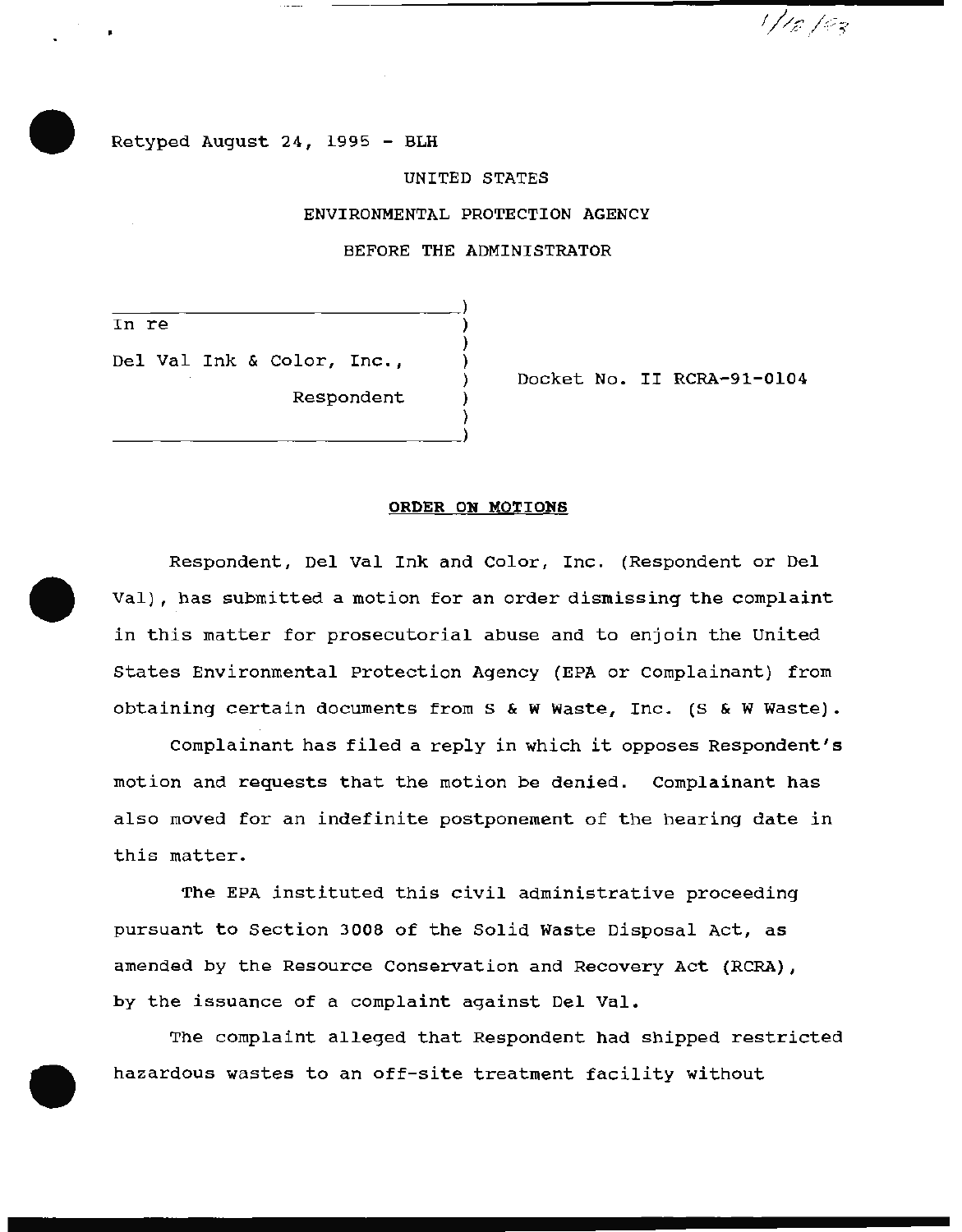1/18/93

Retyped August 24, 1995 - BLH

UNITED STATES

ENVIRONMENTAL PROTECTION AGENCY

BEFORE THE ADMINISTRATOR

| | | |
|---|---|---|
| In re<br><br>Del Val Ink & Color, Inc.,<br><br>Respondent | ) | Docket No. II RCRA-91-0104 |

**ORDER ON MOTIONS**

Respondent, Del Val Ink and Color, Inc. (Respondent or Del Val), has submitted a motion for an order dismissing the complaint in this matter for prosecutorial abuse and to enjoin the United States Environmental Protection Agency (EPA or Complainant) from obtaining certain documents from S & W Waste, Inc. (S & W Waste).

Complainant has filed a reply in which it opposes Respondent's motion and requests that the motion be denied. Complainant has also moved for an indefinite postponement of the hearing date in this matter.

The EPA instituted this civil administrative proceeding pursuant to Section 3008 of the Solid Waste Disposal Act, as amended by the Resource Conservation and Recovery Act (RCRA), by the issuance of a complaint against Del Val.

The complaint alleged that Respondent had shipped restricted hazardous wastes to an off-site treatment facility without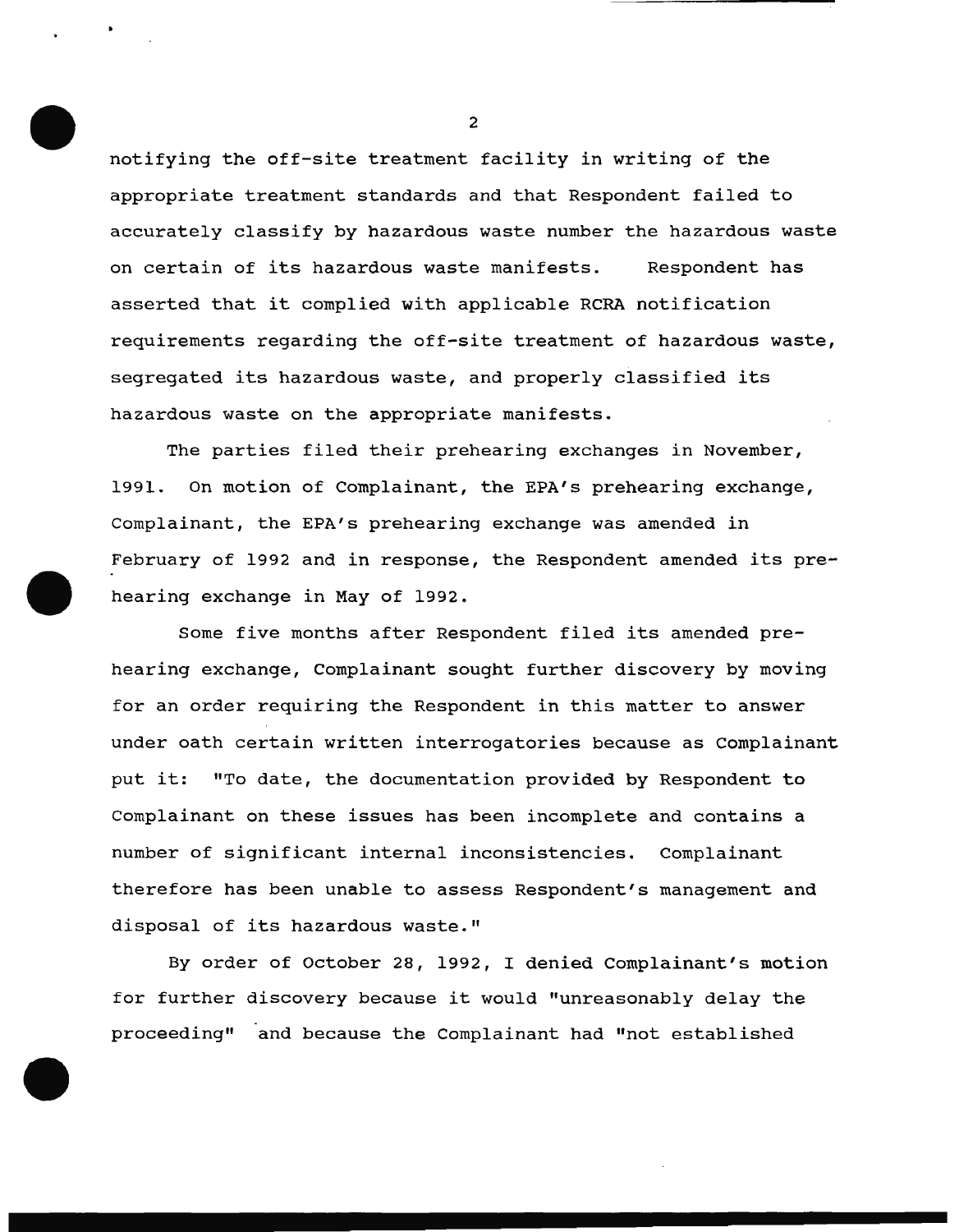notifying the off-site treatment facility in writing of the appropriate treatment standards and that Respondent failed to accurately classify by hazardous waste number the hazardous waste on certain of its hazardous waste manifests. Respondent has asserted that it complied with applicable RCRA notification requirements regarding the off-site treatment of hazardous waste, segregated its hazardous waste, and properly classified its hazardous waste on the appropriate manifests.

The parties filed their prehearing exchanges in November, 1991. On motion of Complainant, the EPA's prehearing exchange, Complainant, the EPA's prehearing exchange was amended in February of 1992 and in response, the Respondent amended its prehearing exchange in May of 1992.

Some five months after Respondent filed its amended prehearing exchange, Complainant sought further discovery by moving for an order requiring the Respondent in this matter to answer under oath certain written interrogatories because as Complainant put it: "To date, the documentation provided by Respondent to Complainant on these issues has been incomplete and contains a number of significant internal inconsistencies. Complainant therefore has been unable to assess Respondent's management and disposal of its hazardous waste."

By order of October 28, 1992, I denied Complainant's motion for further discovery because it would "unreasonably delay the proceeding" and because the Complainant had "not established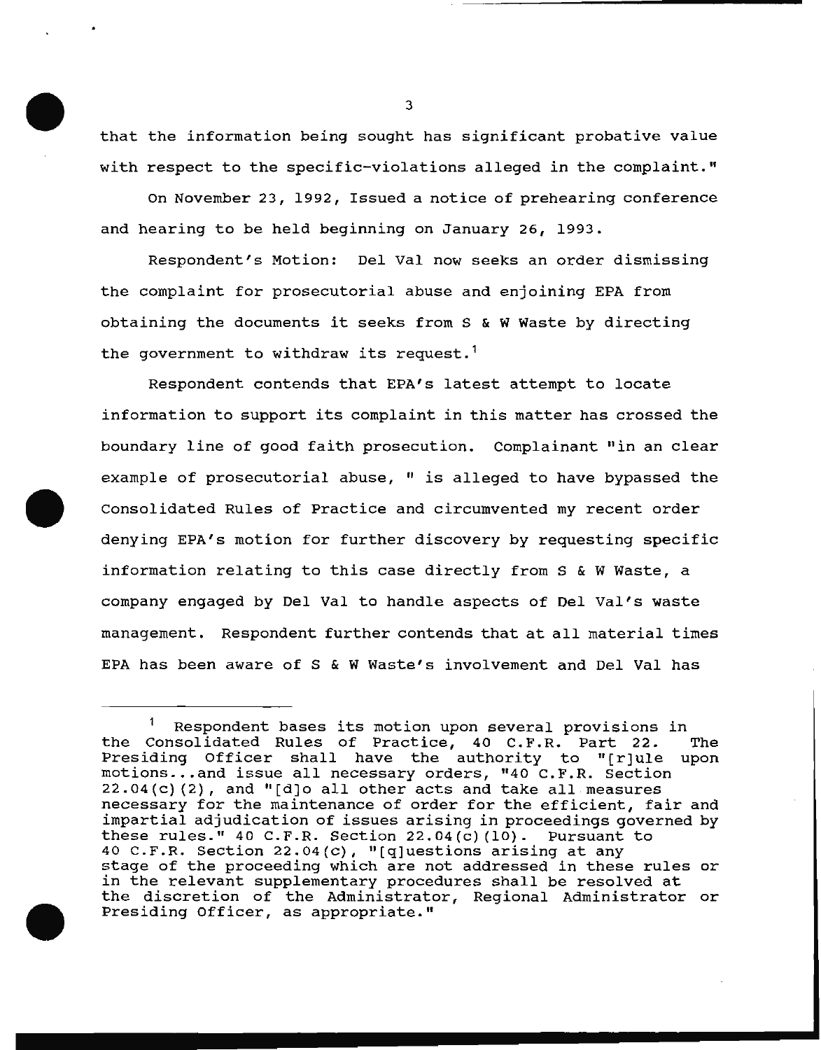that the information being sought has significant probative value with respect to the specific-violations alleged in the complaint."

On November 23, 1992, Issued a notice of prehearing conference and hearing to be held beginning on January 26, 1993.

Respondent's Motion: Del Val now seeks an order dismissing the complaint for prosecutorial abuse and enjoining EPA from obtaining the documents it seeks from S & W Waste by directing the government to withdraw its request.[1]

Respondent contends that EPA's latest attempt to locate information to support its complaint in this matter has crossed the boundary line of good faith prosecution. Complainant "in an clear example of prosecutorial abuse, " is alleged to have bypassed the Consolidated Rules of Practice and circumvented my recent order denying EPA's motion for further discovery by requesting specific information relating to this case directly from S & W Waste, a company engaged by Del Val to handle aspects of Del Val's waste management. Respondent further contends that at all material times EPA has been aware of S & W Waste's involvement and Del Val has

---

[1] Respondent bases its motion upon several provisions in the Consolidated Rules of Practice, 40 C.F.R. Part 22. The Presiding Officer shall have the authority to "[r]ule upon motions...and issue all necessary orders, "40 C.F.R. Section 22.04(c)(2), and "[d]o all other acts and take all measures necessary for the maintenance of order for the efficient, fair and impartial adjudication of issues arising in proceedings governed by these rules." 40 C.F.R. Section 22.04(c)(10). Pursuant to 40 C.F.R. Section 22.04(c), "[q]uestions arising at any stage of the proceeding which are not addressed in these rules or in the relevant supplementary procedures shall be resolved at the discretion of the Administrator, Regional Administrator or Presiding Officer, as appropriate."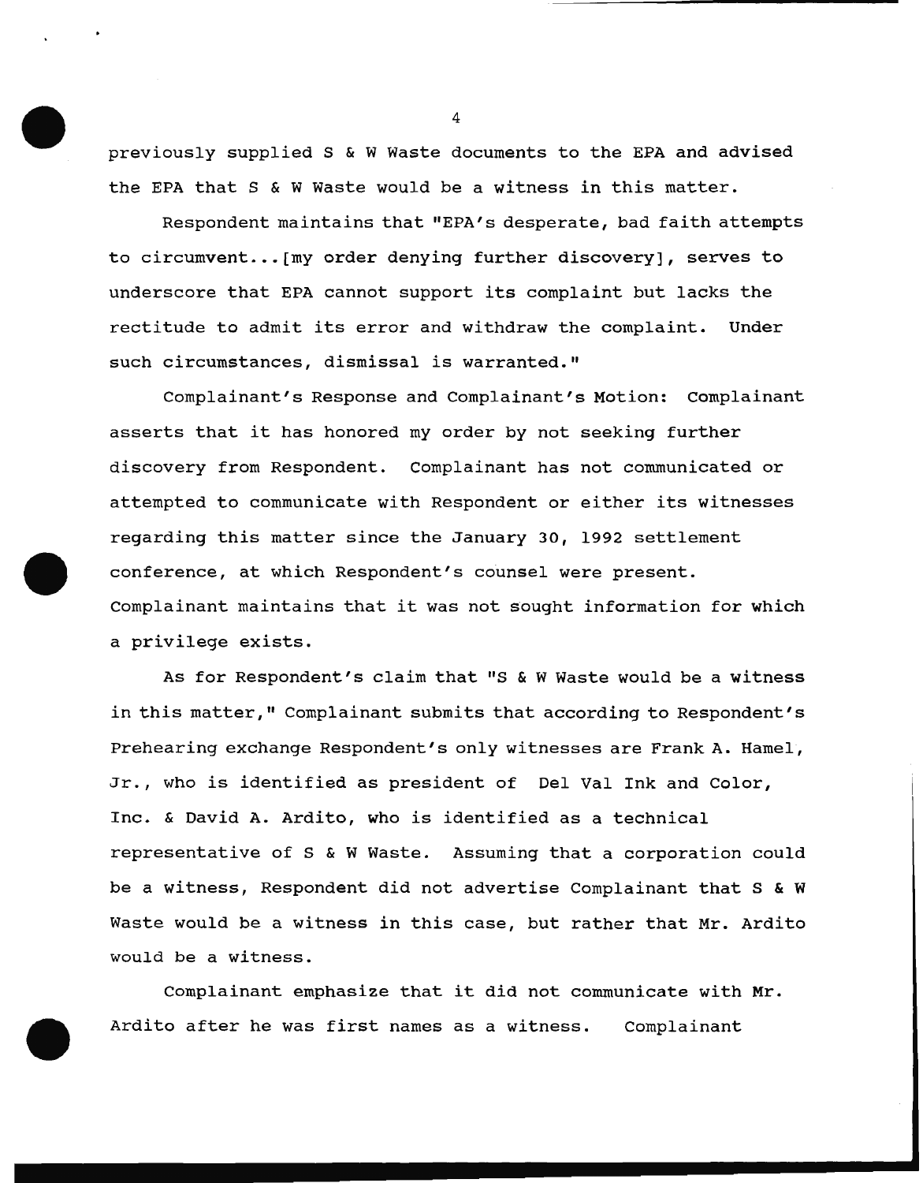previously supplied S & W Waste documents to the EPA and advised the EPA that S & W Waste would be a witness in this matter.

Respondent maintains that "EPA's desperate, bad faith attempts to circumvent...[my order denying further discovery], serves to underscore that EPA cannot support its complaint but lacks the rectitude to admit its error and withdraw the complaint. Under such circumstances, dismissal is warranted."

Complainant's Response and Complainant's Motion: Complainant asserts that it has honored my order by not seeking further discovery from Respondent. Complainant has not communicated or attempted to communicate with Respondent or either its witnesses regarding this matter since the January 30, 1992 settlement conference, at which Respondent's counsel were present. Complainant maintains that it was not sought information for which a privilege exists.

As for Respondent's claim that "S & W Waste would be a witness in this matter," Complainant submits that according to Respondent's Prehearing exchange Respondent's only witnesses are Frank A. Hamel, Jr., who is identified as president of Del Val Ink and Color, Inc. & David A. Ardito, who is identified as a technical representative of S & W Waste. Assuming that a corporation could be a witness, Respondent did not advertise Complainant that S & W Waste would be a witness in this case, but rather that Mr. Ardito would be a witness.

Complainant emphasize that it did not communicate with Mr. Ardito after he was first names as a witness. Complainant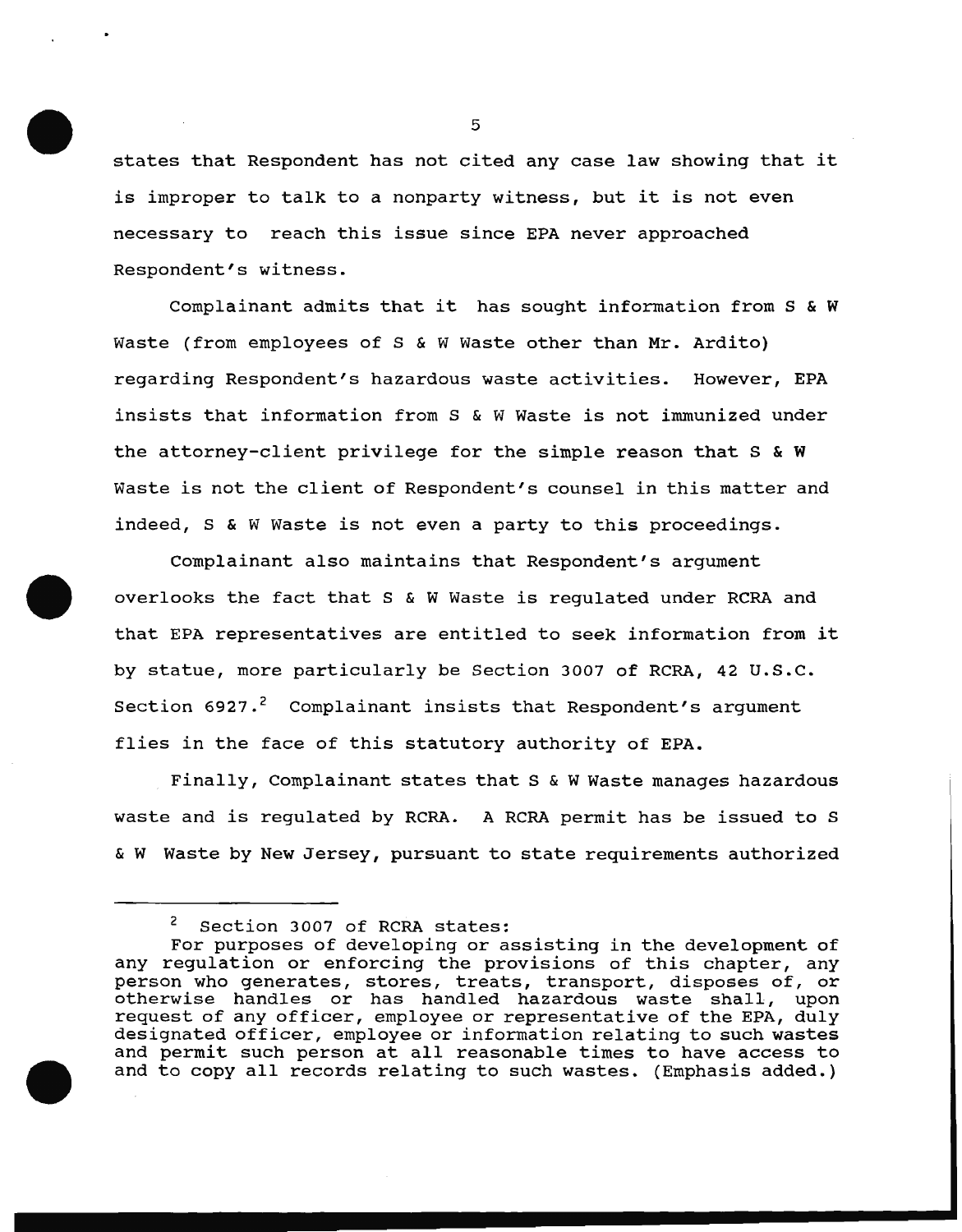states that Respondent has not cited any case law showing that it is improper to talk to a nonparty witness, but it is not even necessary to reach this issue since EPA never approached Respondent's witness.

Complainant admits that it has sought information from S & W Waste (from employees of S & W Waste other than Mr. Ardito) regarding Respondent's hazardous waste activities. However, EPA insists that information from S & W Waste is not immunized under the attorney-client privilege for the simple reason that S & W Waste is not the client of Respondent's counsel in this matter and indeed, S & W Waste is not even a party to this proceedings.

Complainant also maintains that Respondent's argument overlooks the fact that S & W Waste is regulated under RCRA and that EPA representatives are entitled to seek information from it by statue, more particularly be Section 3007 of RCRA, 42 U.S.C. Section 6927.[2] Complainant insists that Respondent's argument flies in the face of this statutory authority of EPA.

Finally, Complainant states that S & W Waste manages hazardous waste and is regulated by RCRA. A RCRA permit has be issued to S & W Waste by New Jersey, pursuant to state requirements authorized

---

[2] Section 3007 of RCRA states:

For purposes of developing or assisting in the development of any regulation or enforcing the provisions of this chapter, any person who generates, stores, treats, transport, disposes of, or otherwise handles or has handled hazardous waste shall, upon request of any officer, employee or representative of the EPA, duly designated officer, employee or information relating to such wastes and permit such person at all reasonable times to have access to and to copy all records relating to such wastes. (Emphasis added.)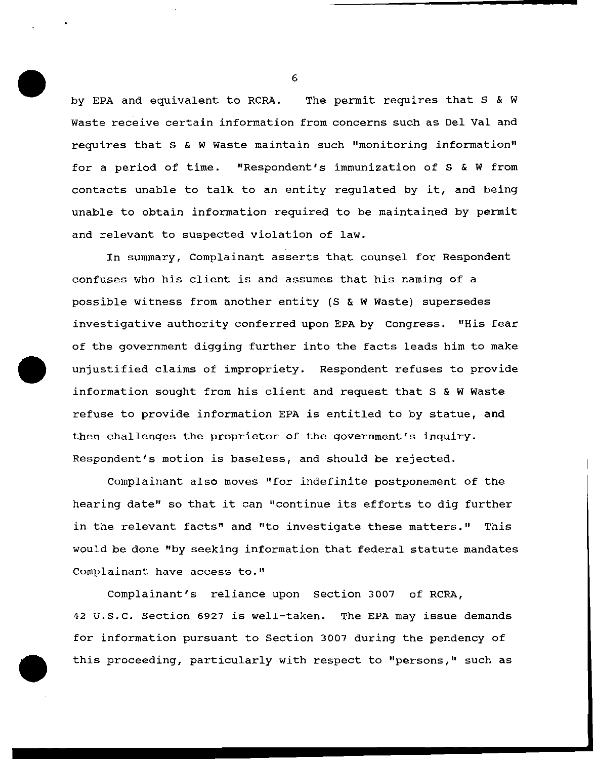by EPA and equivalent to RCRA. The permit requires that S & W Waste receive certain information from concerns such as Del Val and requires that S & W Waste maintain such "monitoring information" for a period of time. "Respondent's immunization of S & W from contacts unable to talk to an entity regulated by it, and being unable to obtain information required to be maintained by permit and relevant to suspected violation of law.

In summary, Complainant asserts that counsel for Respondent confuses who his client is and assumes that his naming of a possible witness from another entity (S & W Waste) supersedes investigative authority conferred upon EPA by Congress. "His fear of the government digging further into the facts leads him to make unjustified claims of impropriety. Respondent refuses to provide information sought from his client and request that S & W Waste refuse to provide information EPA is entitled to by statue, and then challenges the proprietor of the government's inquiry. Respondent's motion is baseless, and should be rejected.

Complainant also moves "for indefinite postponement of the hearing date" so that it can "continue its efforts to dig further in the relevant facts" and "to investigate these matters." This would be done "by seeking information that federal statute mandates Complainant have access to."

Complainant's reliance upon Section 3007 of RCRA, 42 U.S.C. Section 6927 is well-taken. The EPA may issue demands for information pursuant to Section 3007 during the pendency of this proceeding, particularly with respect to "persons," such as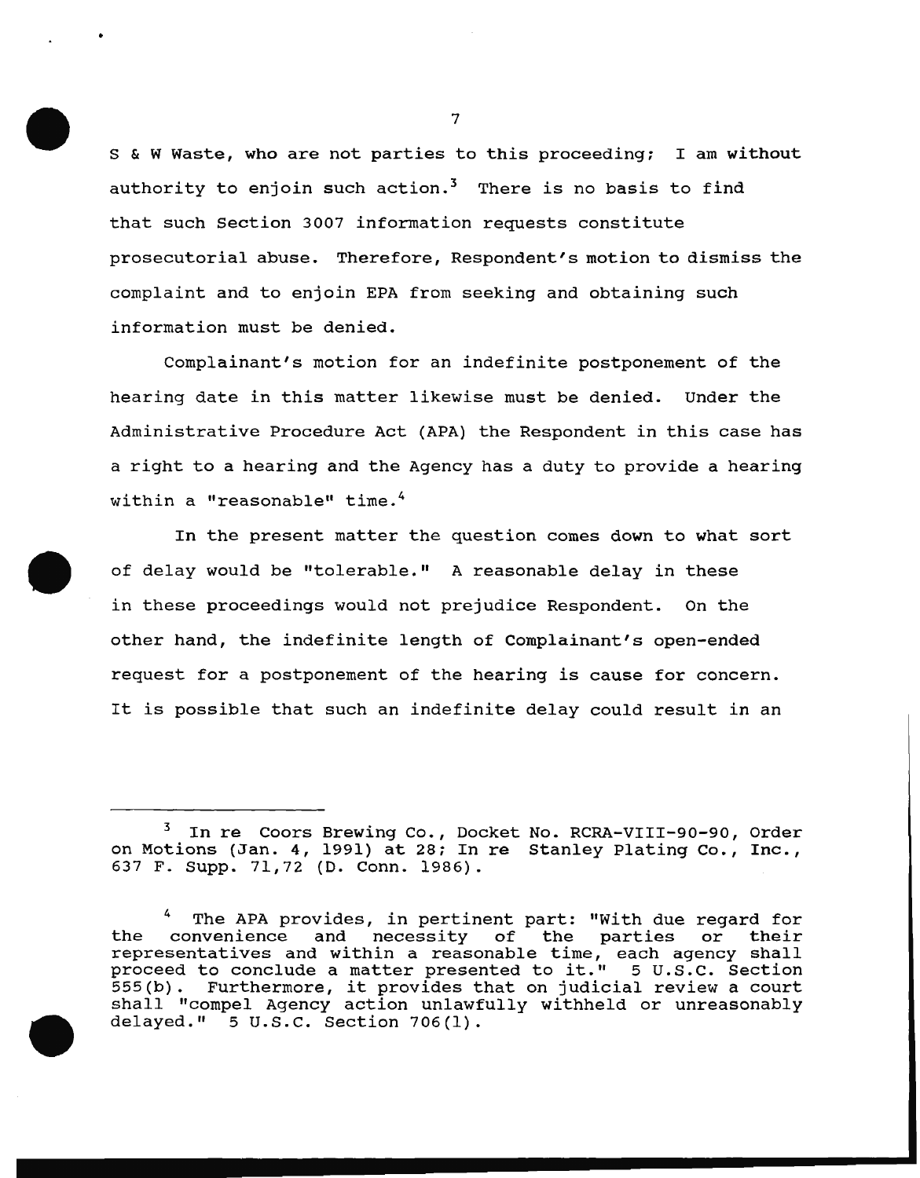S & W Waste, who are not parties to this proceeding; I am without authority to enjoin such action.[3] There is no basis to find that such Section 3007 information requests constitute prosecutorial abuse. Therefore, Respondent's motion to dismiss the complaint and to enjoin EPA from seeking and obtaining such information must be denied.

Complainant's motion for an indefinite postponement of the hearing date in this matter likewise must be denied. Under the Administrative Procedure Act (APA) the Respondent in this case has a right to a hearing and the Agency has a duty to provide a hearing within a "reasonable" time.[4]

In the present matter the question comes down to what sort of delay would be "tolerable." A reasonable delay in these in these proceedings would not prejudice Respondent. On the other hand, the indefinite length of Complainant's open-ended request for a postponement of the hearing is cause for concern. It is possible that such an indefinite delay could result in an

---

[3] In re Coors Brewing Co., Docket No. RCRA-VIII-90-90, Order on Motions (Jan. 4, 1991) at 28; In re Stanley Plating Co., Inc., 637 F. Supp. 71,72 (D. Conn. 1986).

[4] The APA provides, in pertinent part: "With due regard for the convenience and necessity of the parties or their representatives and within a reasonable time, each agency shall proceed to conclude a matter presented to it." 5 U.S.C. Section 555(b). Furthermore, it provides that on judicial review a court shall "compel Agency action unlawfully withheld or unreasonably delayed." 5 U.S.C. Section 706(1).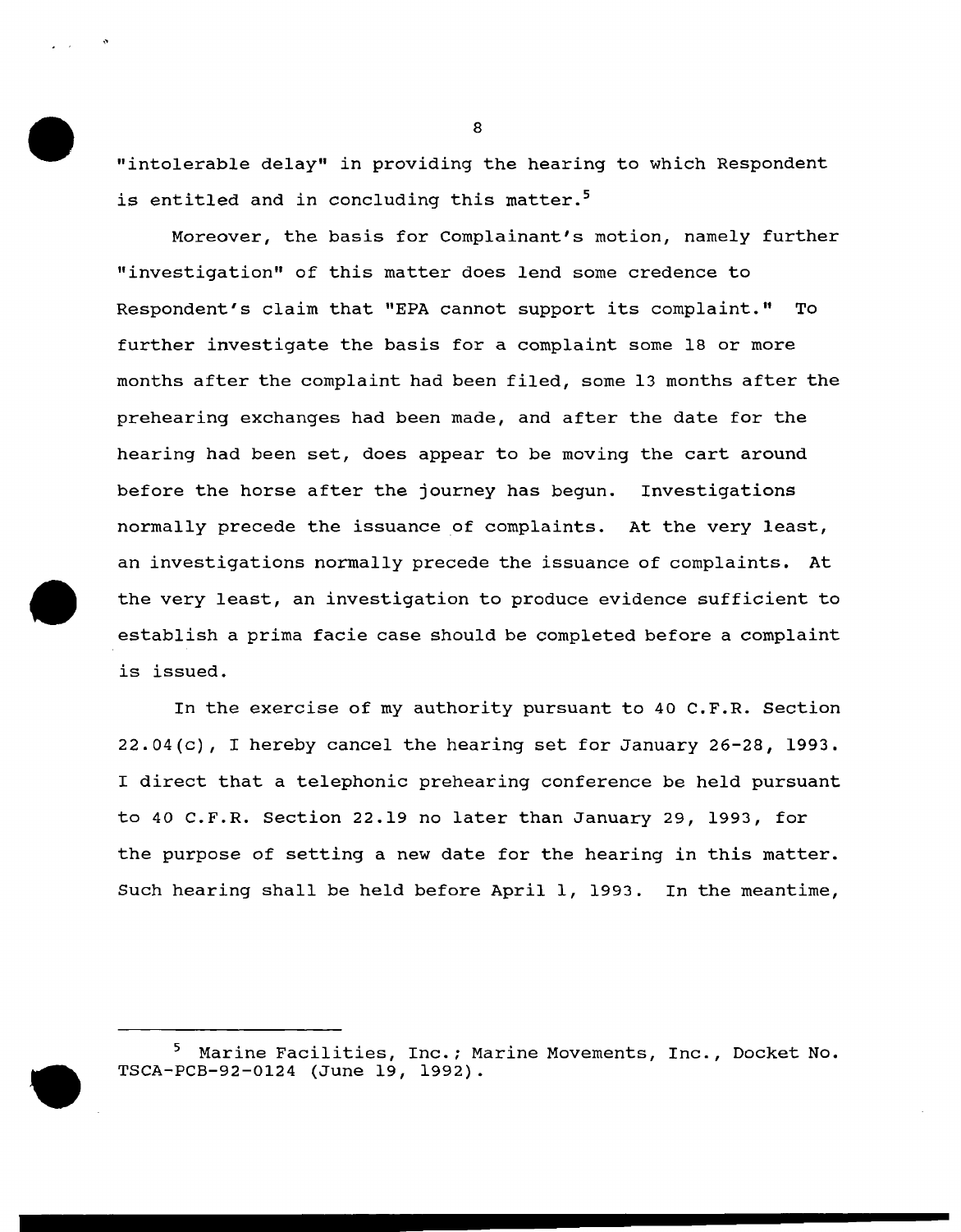"intolerable delay" in providing the hearing to which Respondent is entitled and in concluding this matter.[5]

Moreover, the basis for Complainant's motion, namely further "investigation" of this matter does lend some credence to Respondent's claim that "EPA cannot support its complaint." To further investigate the basis for a complaint some 18 or more months after the complaint had been filed, some 13 months after the prehearing exchanges had been made, and after the date for the hearing had been set, does appear to be moving the cart around before the horse after the journey has begun. Investigations normally precede the issuance of complaints. At the very least, an investigations normally precede the issuance of complaints. At the very least, an investigation to produce evidence sufficient to establish a prima facie case should be completed before a complaint is issued.

In the exercise of my authority pursuant to 40 C.F.R. Section 22.04(c), I hereby cancel the hearing set for January 26-28, 1993. I direct that a telephonic prehearing conference be held pursuant to 40 C.F.R. Section 22.19 no later than January 29, 1993, for the purpose of setting a new date for the hearing in this matter. Such hearing shall be held before April 1, 1993. In the meantime,

---

[5] Marine Facilities, Inc.; Marine Movements, Inc., Docket No. TSCA-PCB-92-0124 (June 19, 1992).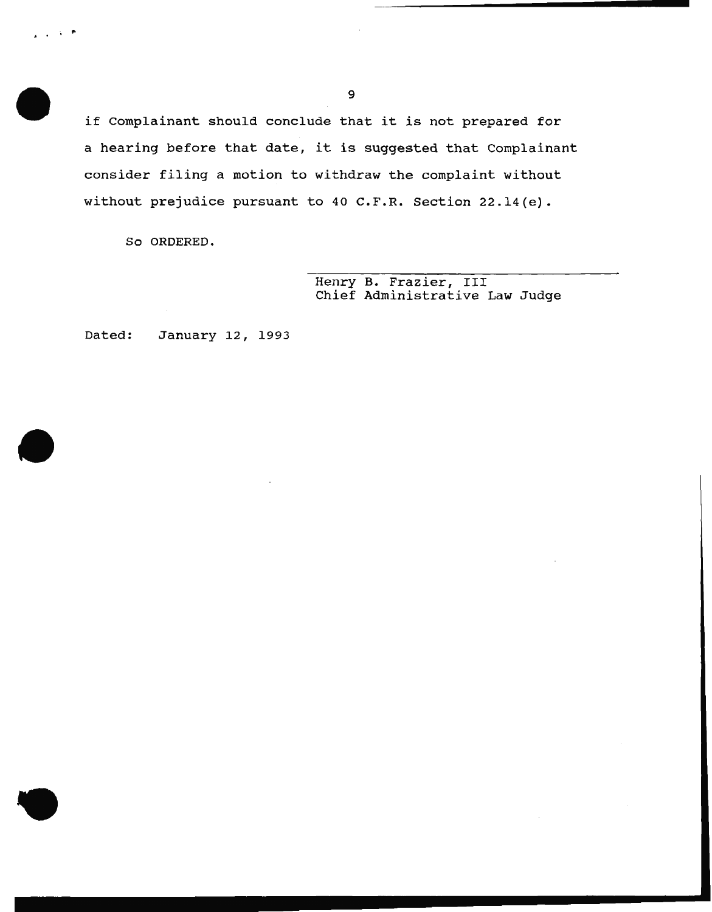if Complainant should conclude that it is not prepared for a hearing before that date, it is suggested that Complainant consider filing a motion to withdraw the complaint without without prejudice pursuant to 40 C.F.R. Section 22.14(e).

So ORDERED.

Henry B. Frazier, III
Chief Administrative Law Judge

Dated: January 12, 1993